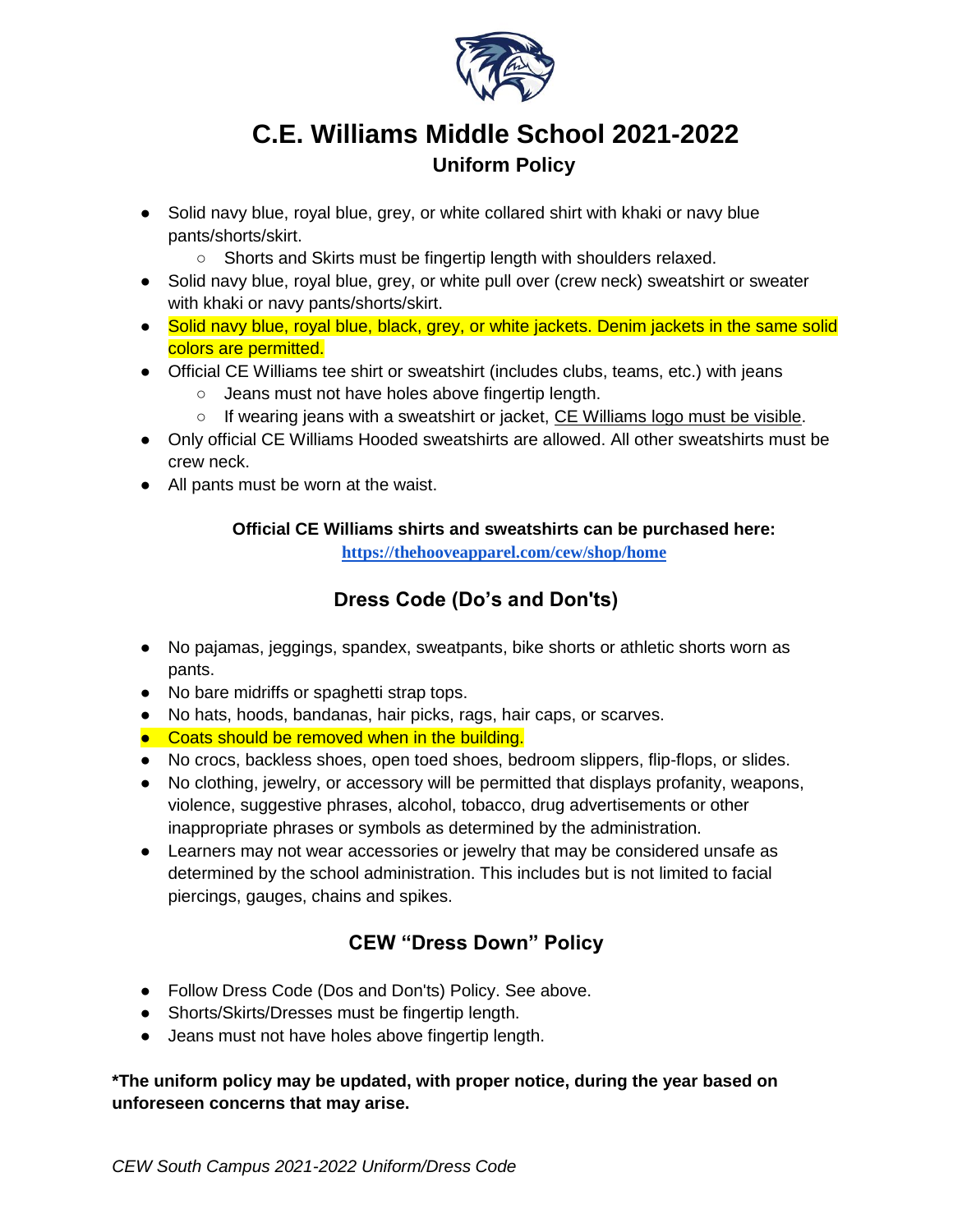# C.E. Williams Middle School 2021-2022

## Uniform Policy

- Solid navy blue, royal blue, grey, or white collared shirt with khaki or navy blue pants/shorts/skirt.
  - Shorts and Skirts must be fingertip length with shoulders relaxed.
- Solid navy blue, royal blue, grey, or white pull over (crew neck) sweatshirt or sweater with khaki or navy pants/shorts/skirt.
- Solid navy blue, royal blue, black, grey, or white jackets. Denim jackets in the same solid colors are permitted.
- Official CE Williams tee shirt or sweatshirt (includes clubs, teams, etc.) with jeans
  - Jeans must not have holes above fingertip length.
  - If wearing jeans with a sweatshirt or jacket, CE Williams logo must be visible.
- Only official CE Williams Hooded sweatshirts are allowed. All other sweatshirts must be crew neck.
- All pants must be worn at the waist.

**Official CE Williams shirts and sweatshirts can be purchased here:**
**https://thehooveapparel.com/cew/shop/home**

## Dress Code (Do's and Don'ts)

- No pajamas, jeggings, spandex, sweatpants, bike shorts or athletic shorts worn as pants.
- No bare midriffs or spaghetti strap tops.
- No hats, hoods, bandanas, hair picks, rags, hair caps, or scarves.
- Coats should be removed when in the building.
- No crocs, backless shoes, open toed shoes, bedroom slippers, flip-flops, or slides.
- No clothing, jewelry, or accessory will be permitted that displays profanity, weapons, violence, suggestive phrases, alcohol, tobacco, drug advertisements or other inappropriate phrases or symbols as determined by the administration.
- Learners may not wear accessories or jewelry that may be considered unsafe as determined by the school administration. This includes but is not limited to facial piercings, gauges, chains and spikes.

## CEW "Dress Down" Policy

- Follow Dress Code (Dos and Don'ts) Policy. See above.
- Shorts/Skirts/Dresses must be fingertip length.
- Jeans must not have holes above fingertip length.

**\*The uniform policy may be updated, with proper notice, during the year based on unforeseen concerns that may arise.**

*CEW South Campus 2021-2022 Uniform/Dress Code*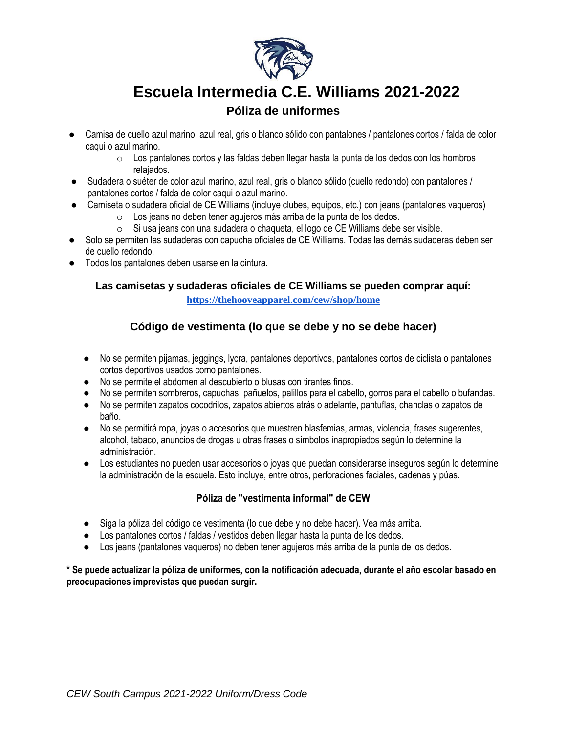# Escuela Intermedia C.E. Williams 2021-2022

## Póliza de uniformes

- Camisa de cuello azul marino, azul real, gris o blanco sólido con pantalones / pantalones cortos / falda de color caqui o azul marino.
  - Los pantalones cortos y las faldas deben llegar hasta la punta de los dedos con los hombros relajados.
- Sudadera o suéter de color azul marino, azul real, gris o blanco sólido (cuello redondo) con pantalones / pantalones cortos / falda de color caqui o azul marino.
- Camiseta o sudadera oficial de CE Williams (incluye clubes, equipos, etc.) con jeans (pantalones vaqueros)
  - Los jeans no deben tener agujeros más arriba de la punta de los dedos.
  - Si usa jeans con una sudadera o chaqueta, el logo de CE Williams debe ser visible.
- Solo se permiten las sudaderas con capucha oficiales de CE Williams. Todas las demás sudaderas deben ser de cuello redondo.
- Todos los pantalones deben usarse en la cintura.

**Las camisetas y sudaderas oficiales de CE Williams se pueden comprar aquí:**
**https://thehooveapparel.com/cew/shop/home**

## Código de vestimenta (lo que se debe y no se debe hacer)

- No se permiten pijamas, jeggings, lycra, pantalones deportivos, pantalones cortos de ciclista o pantalones cortos deportivos usados como pantalones.
- No se permite el abdomen al descubierto o blusas con tirantes finos.
- No se permiten sombreros, capuchas, pañuelos, palillos para el cabello, gorros para el cabello o bufandas.
- No se permiten zapatos cocodrilos, zapatos abiertos atrás o adelante, pantuflas, chanclas o zapatos de baño.
- No se permitirá ropa, joyas o accesorios que muestren blasfemias, armas, violencia, frases sugerentes, alcohol, tabaco, anuncios de drogas u otras frases o símbolos inapropiados según lo determine la administración.
- Los estudiantes no pueden usar accesorios o joyas que puedan considerarse inseguros según lo determine la administración de la escuela. Esto incluye, entre otros, perforaciones faciales, cadenas y púas.

### Póliza de "vestimenta informal" de CEW

- Siga la póliza del código de vestimenta (lo que debe y no debe hacer). Vea más arriba.
- Los pantalones cortos / faldas / vestidos deben llegar hasta la punta de los dedos.
- Los jeans (pantalones vaqueros) no deben tener agujeros más arriba de la punta de los dedos.

**\* Se puede actualizar la póliza de uniformes, con la notificación adecuada, durante el año escolar basado en preocupaciones imprevistas que puedan surgir.**